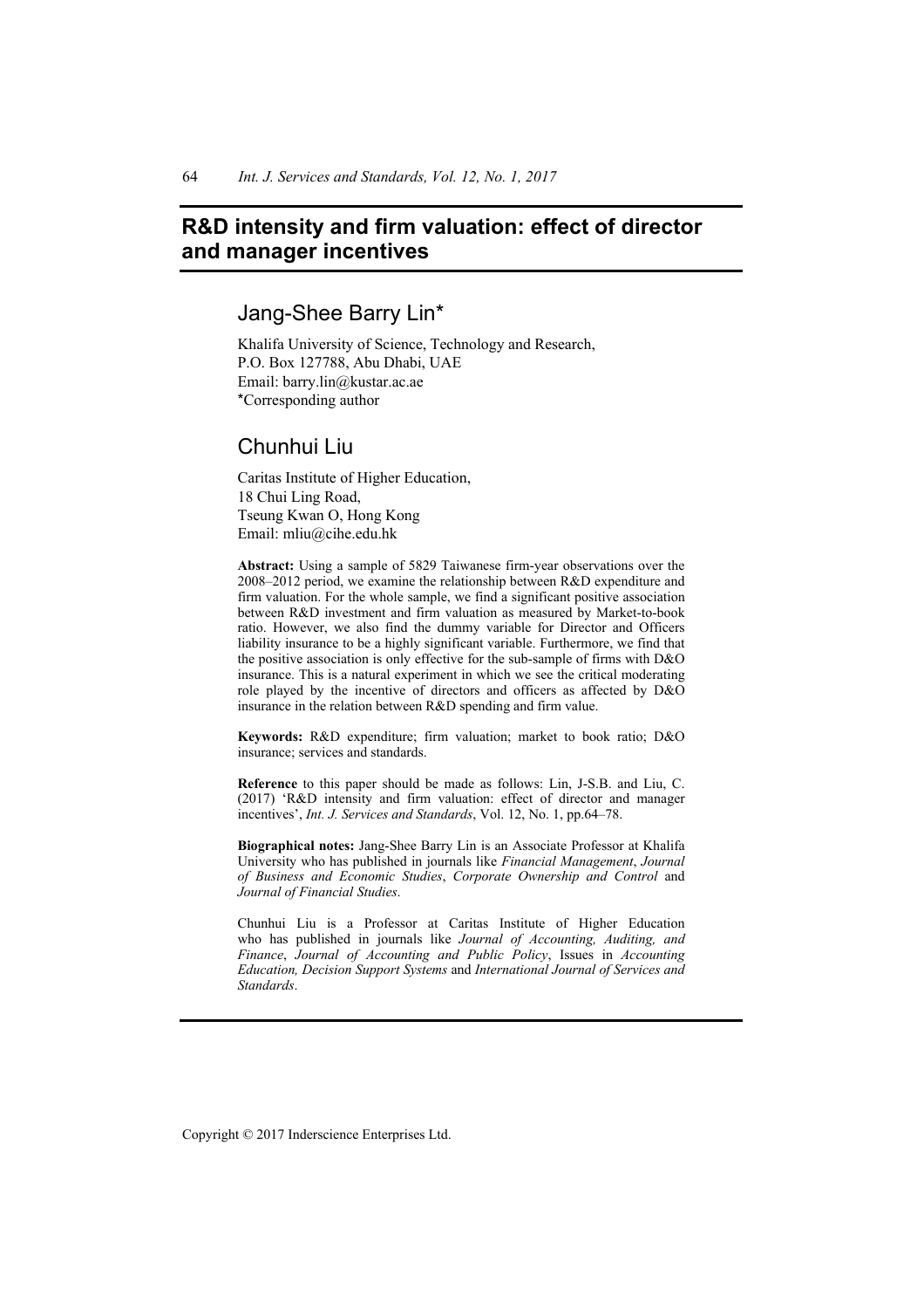# R&D intensity and firm valuation: effect of director and manager incentives

## Jang-Shee Barry Lin*

Khalifa University of Science, Technology and Research,
P.O. Box 127788, Abu Dhabi, UAE
Email: barry.lin@kustar.ac.ae
*Corresponding author

## Chunhui Liu

Caritas Institute of Higher Education,
18 Chui Ling Road,
Tseung Kwan O, Hong Kong
Email: mliu@cihe.edu.hk

**Abstract:** Using a sample of 5829 Taiwanese firm-year observations over the 2008–2012 period, we examine the relationship between R&D expenditure and firm valuation. For the whole sample, we find a significant positive association between R&D investment and firm valuation as measured by Market-to-book ratio. However, we also find the dummy variable for Director and Officers liability insurance to be a highly significant variable. Furthermore, we find that the positive association is only effective for the sub-sample of firms with D&O insurance. This is a natural experiment in which we see the critical moderating role played by the incentive of directors and officers as affected by D&O insurance in the relation between R&D spending and firm value.

**Keywords:** R&D expenditure; firm valuation; market to book ratio; D&O insurance; services and standards.

**Reference** to this paper should be made as follows: Lin, J-S.B. and Liu, C. (2017) 'R&D intensity and firm valuation: effect of director and manager incentives', *Int. J. Services and Standards*, Vol. 12, No. 1, pp.64–78.

**Biographical notes:** Jang-Shee Barry Lin is an Associate Professor at Khalifa University who has published in journals like *Financial Management*, *Journal of Business and Economic Studies*, *Corporate Ownership and Control* and *Journal of Financial Studies*.

Chunhui Liu is a Professor at Caritas Institute of Higher Education who has published in journals like *Journal of Accounting, Auditing, and Finance*, *Journal of Accounting and Public Policy*, Issues in *Accounting Education, Decision Support Systems* and *International Journal of Services and Standards*.

Copyright © 2017 Inderscience Enterprises Ltd.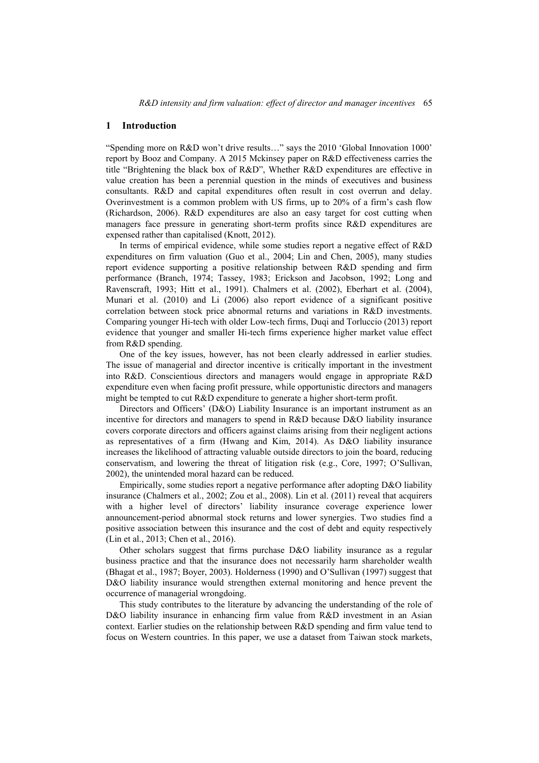## 1 Introduction

"Spending more on R&D won't drive results…" says the 2010 'Global Innovation 1000' report by Booz and Company. A 2015 Mckinsey paper on R&D effectiveness carries the title "Brightening the black box of R&D", Whether R&D expenditures are effective in value creation has been a perennial question in the minds of executives and business consultants. R&D and capital expenditures often result in cost overrun and delay. Overinvestment is a common problem with US firms, up to 20% of a firm's cash flow (Richardson, 2006). R&D expenditures are also an easy target for cost cutting when managers face pressure in generating short-term profits since R&D expenditures are expensed rather than capitalised (Knott, 2012).

In terms of empirical evidence, while some studies report a negative effect of R&D expenditures on firm valuation (Guo et al., 2004; Lin and Chen, 2005), many studies report evidence supporting a positive relationship between R&D spending and firm performance (Branch, 1974; Tassey, 1983; Erickson and Jacobson, 1992; Long and Ravenscraft, 1993; Hitt et al., 1991). Chalmers et al. (2002), Eberhart et al. (2004), Munari et al. (2010) and Li (2006) also report evidence of a significant positive correlation between stock price abnormal returns and variations in R&D investments. Comparing younger Hi-tech with older Low-tech firms, Duqi and Torluccio (2013) report evidence that younger and smaller Hi-tech firms experience higher market value effect from R&D spending.

One of the key issues, however, has not been clearly addressed in earlier studies. The issue of managerial and director incentive is critically important in the investment into R&D. Conscientious directors and managers would engage in appropriate R&D expenditure even when facing profit pressure, while opportunistic directors and managers might be tempted to cut R&D expenditure to generate a higher short-term profit.

Directors and Officers' (D&O) Liability Insurance is an important instrument as an incentive for directors and managers to spend in R&D because D&O liability insurance covers corporate directors and officers against claims arising from their negligent actions as representatives of a firm (Hwang and Kim, 2014). As D&O liability insurance increases the likelihood of attracting valuable outside directors to join the board, reducing conservatism, and lowering the threat of litigation risk (e.g., Core, 1997; O'Sullivan, 2002), the unintended moral hazard can be reduced.

Empirically, some studies report a negative performance after adopting D&O liability insurance (Chalmers et al., 2002; Zou et al., 2008). Lin et al. (2011) reveal that acquirers with a higher level of directors' liability insurance coverage experience lower announcement-period abnormal stock returns and lower synergies. Two studies find a positive association between this insurance and the cost of debt and equity respectively (Lin et al., 2013; Chen et al., 2016).

Other scholars suggest that firms purchase D&O liability insurance as a regular business practice and that the insurance does not necessarily harm shareholder wealth (Bhagat et al., 1987; Boyer, 2003). Holderness (1990) and O'Sullivan (1997) suggest that D&O liability insurance would strengthen external monitoring and hence prevent the occurrence of managerial wrongdoing.

This study contributes to the literature by advancing the understanding of the role of D&O liability insurance in enhancing firm value from R&D investment in an Asian context. Earlier studies on the relationship between R&D spending and firm value tend to focus on Western countries. In this paper, we use a dataset from Taiwan stock markets,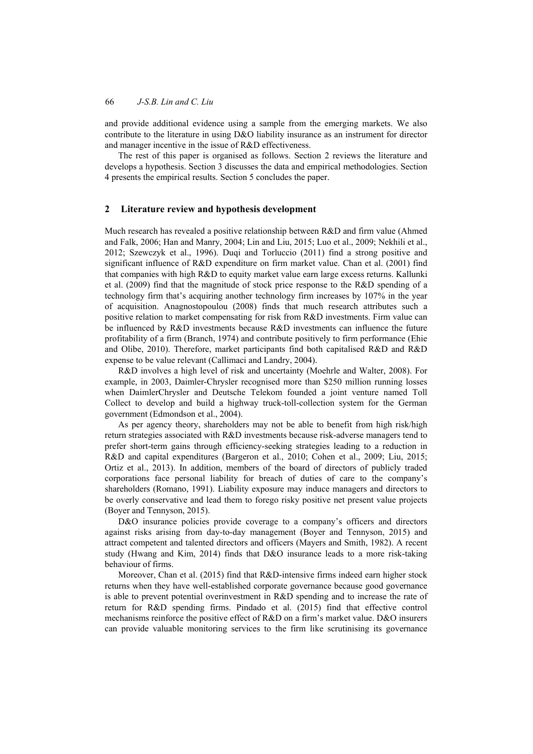and provide additional evidence using a sample from the emerging markets. We also contribute to the literature in using D&O liability insurance as an instrument for director and manager incentive in the issue of R&D effectiveness.

The rest of this paper is organised as follows. Section 2 reviews the literature and develops a hypothesis. Section 3 discusses the data and empirical methodologies. Section 4 presents the empirical results. Section 5 concludes the paper.

## 2 Literature review and hypothesis development

Much research has revealed a positive relationship between R&D and firm value (Ahmed and Falk, 2006; Han and Manry, 2004; Lin and Liu, 2015; Luo et al., 2009; Nekhili et al., 2012; Szewczyk et al., 1996). Duqi and Torluccio (2011) find a strong positive and significant influence of R&D expenditure on firm market value. Chan et al. (2001) find that companies with high R&D to equity market value earn large excess returns. Kallunki et al. (2009) find that the magnitude of stock price response to the R&D spending of a technology firm that's acquiring another technology firm increases by 107% in the year of acquisition. Anagnostopoulou (2008) finds that much research attributes such a positive relation to market compensating for risk from R&D investments. Firm value can be influenced by R&D investments because R&D investments can influence the future profitability of a firm (Branch, 1974) and contribute positively to firm performance (Ehie and Olibe, 2010). Therefore, market participants find both capitalised R&D and R&D expense to be value relevant (Callimaci and Landry, 2004).

R&D involves a high level of risk and uncertainty (Moehrle and Walter, 2008). For example, in 2003, Daimler-Chrysler recognised more than $250 million running losses when DaimlerChrysler and Deutsche Telekom founded a joint venture named Toll Collect to develop and build a highway truck-toll-collection system for the German government (Edmondson et al., 2004).

As per agency theory, shareholders may not be able to benefit from high risk/high return strategies associated with R&D investments because risk-adverse managers tend to prefer short-term gains through efficiency-seeking strategies leading to a reduction in R&D and capital expenditures (Bargeron et al., 2010; Cohen et al., 2009; Liu, 2015; Ortiz et al., 2013). In addition, members of the board of directors of publicly traded corporations face personal liability for breach of duties of care to the company's shareholders (Romano, 1991). Liability exposure may induce managers and directors to be overly conservative and lead them to forego risky positive net present value projects (Boyer and Tennyson, 2015).

D&O insurance policies provide coverage to a company's officers and directors against risks arising from day-to-day management (Boyer and Tennyson, 2015) and attract competent and talented directors and officers (Mayers and Smith, 1982). A recent study (Hwang and Kim, 2014) finds that D&O insurance leads to a more risk-taking behaviour of firms.

Moreover, Chan et al. (2015) find that R&D-intensive firms indeed earn higher stock returns when they have well-established corporate governance because good governance is able to prevent potential overinvestment in R&D spending and to increase the rate of return for R&D spending firms. Pindado et al. (2015) find that effective control mechanisms reinforce the positive effect of R&D on a firm's market value. D&O insurers can provide valuable monitoring services to the firm like scrutinising its governance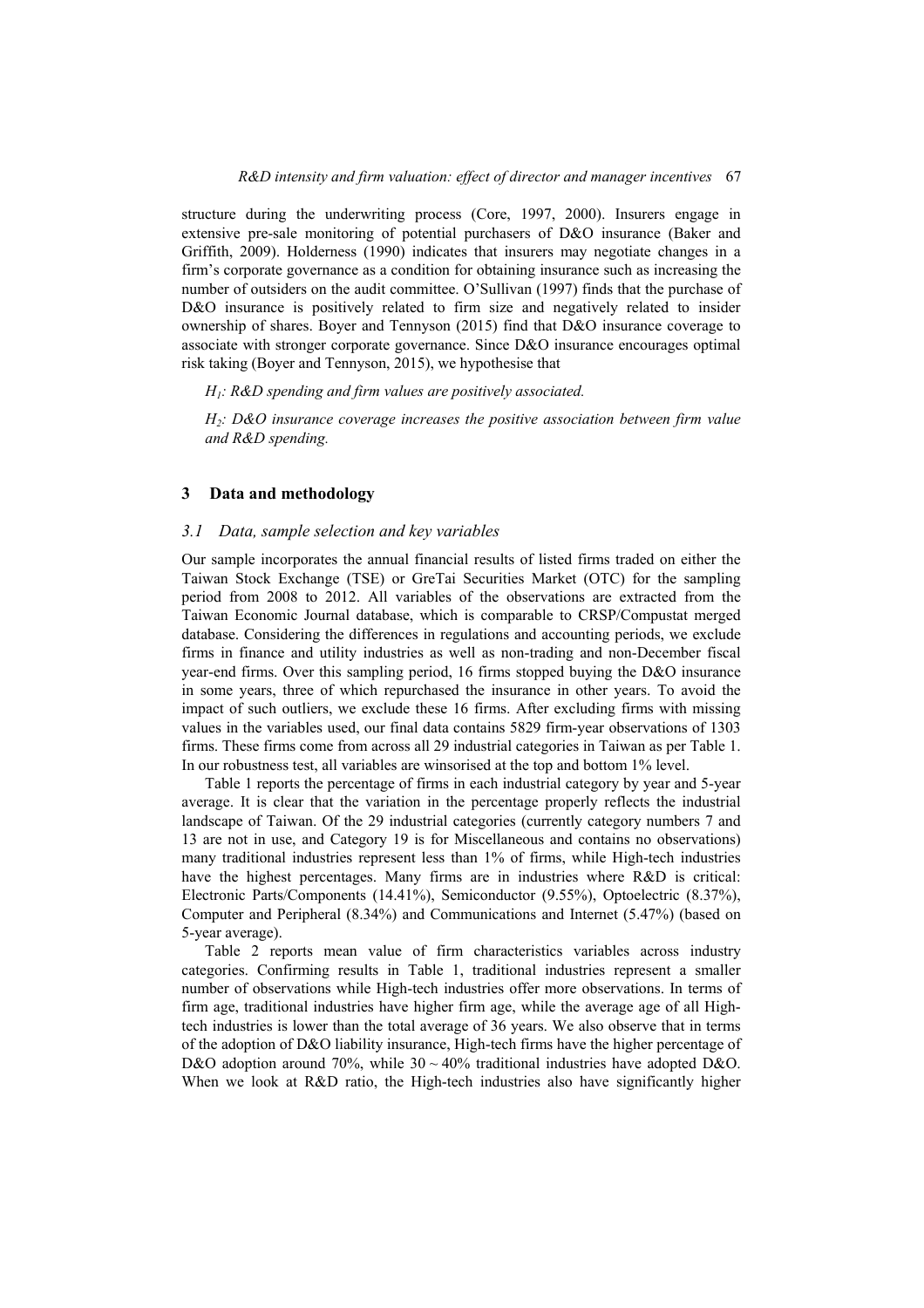structure during the underwriting process (Core, 1997, 2000). Insurers engage in extensive pre-sale monitoring of potential purchasers of D&O insurance (Baker and Griffith, 2009). Holderness (1990) indicates that insurers may negotiate changes in a firm's corporate governance as a condition for obtaining insurance such as increasing the number of outsiders on the audit committee. O'Sullivan (1997) finds that the purchase of D&O insurance is positively related to firm size and negatively related to insider ownership of shares. Boyer and Tennyson (2015) find that D&O insurance coverage to associate with stronger corporate governance. Since D&O insurance encourages optimal risk taking (Boyer and Tennyson, 2015), we hypothesise that

*$H_1$: R&D spending and firm values are positively associated.*

*$H_2$: D&O insurance coverage increases the positive association between firm value and R&D spending.*

## 3 Data and methodology

### 3.1 Data, sample selection and key variables

Our sample incorporates the annual financial results of listed firms traded on either the Taiwan Stock Exchange (TSE) or GreTai Securities Market (OTC) for the sampling period from 2008 to 2012. All variables of the observations are extracted from the Taiwan Economic Journal database, which is comparable to CRSP/Compustat merged database. Considering the differences in regulations and accounting periods, we exclude firms in finance and utility industries as well as non-trading and non-December fiscal year-end firms. Over this sampling period, 16 firms stopped buying the D&O insurance in some years, three of which repurchased the insurance in other years. To avoid the impact of such outliers, we exclude these 16 firms. After excluding firms with missing values in the variables used, our final data contains 5829 firm-year observations of 1303 firms. These firms come from across all 29 industrial categories in Taiwan as per Table 1. In our robustness test, all variables are winsorised at the top and bottom 1% level.

Table 1 reports the percentage of firms in each industrial category by year and 5-year average. It is clear that the variation in the percentage properly reflects the industrial landscape of Taiwan. Of the 29 industrial categories (currently category numbers 7 and 13 are not in use, and Category 19 is for Miscellaneous and contains no observations) many traditional industries represent less than 1% of firms, while High-tech industries have the highest percentages. Many firms are in industries where R&D is critical: Electronic Parts/Components (14.41%), Semiconductor (9.55%), Optoelectric (8.37%), Computer and Peripheral (8.34%) and Communications and Internet (5.47%) (based on 5-year average).

Table 2 reports mean value of firm characteristics variables across industry categories. Confirming results in Table 1, traditional industries represent a smaller number of observations while High-tech industries offer more observations. In terms of firm age, traditional industries have higher firm age, while the average age of all High-tech industries is lower than the total average of 36 years. We also observe that in terms of the adoption of D&O liability insurance, High-tech firms have the higher percentage of D&O adoption around 70%, while 30 ~ 40% traditional industries have adopted D&O. When we look at R&D ratio, the High-tech industries also have significantly higher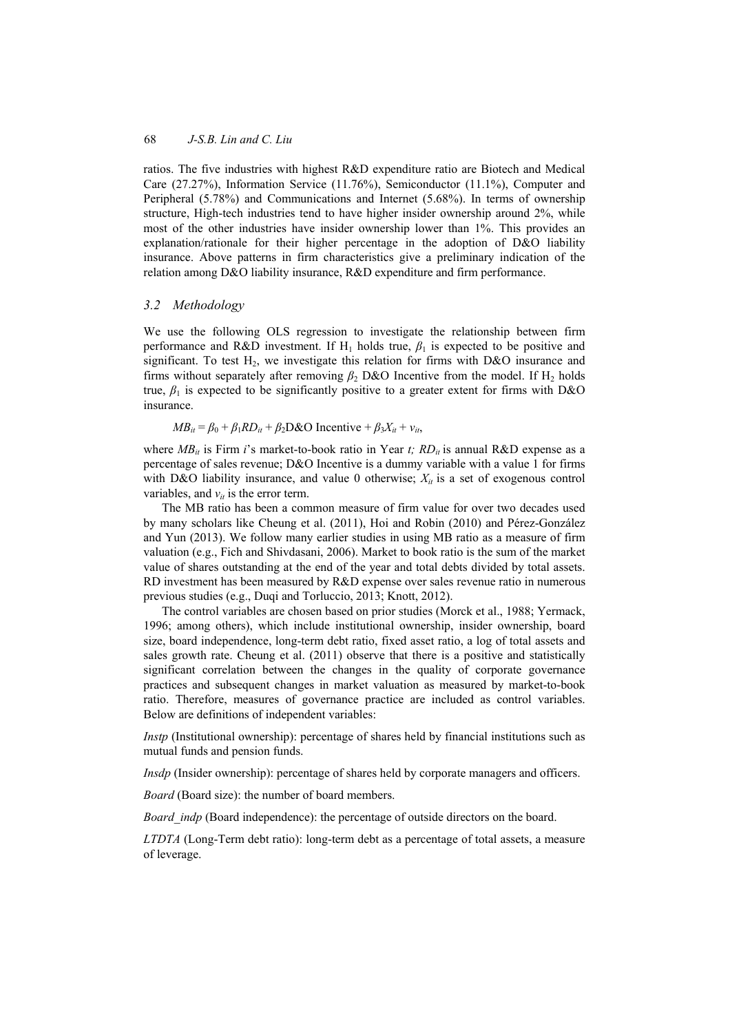ratios. The five industries with highest R&D expenditure ratio are Biotech and Medical Care (27.27%), Information Service (11.76%), Semiconductor (11.1%), Computer and Peripheral (5.78%) and Communications and Internet (5.68%). In terms of ownership structure, High-tech industries tend to have higher insider ownership around 2%, while most of the other industries have insider ownership lower than 1%. This provides an explanation/rationale for their higher percentage in the adoption of D&O liability insurance. Above patterns in firm characteristics give a preliminary indication of the relation among D&O liability insurance, R&D expenditure and firm performance.

### *3.2 Methodology*

We use the following OLS regression to investigate the relationship between firm performance and R&D investment. If $H_1$ holds true, $\beta_1$ is expected to be positive and significant. To test $H_2$, we investigate this relation for firms with D&O insurance and firms without separately after removing $\beta_2$ D&O Incentive from the model. If $H_2$ holds true, $\beta_1$ is expected to be significantly positive to a greater extent for firms with D&O insurance.

$$MB_{it} = \beta_0 + \beta_1 RD_{it} + \beta_2 \text{D\&O Incentive} + \beta_3 X_{it} + v_{it},$$

where $MB_{it}$ is Firm *i*'s market-to-book ratio in Year *t; $RD_{it}$* is annual R&D expense as a percentage of sales revenue; D&O Incentive is a dummy variable with a value 1 for firms with D&O liability insurance, and value 0 otherwise; $X_{it}$ is a set of exogenous control variables, and $v_{it}$ is the error term.

The MB ratio has been a common measure of firm value for over two decades used by many scholars like Cheung et al. (2011), Hoi and Robin (2010) and Pérez-González and Yun (2013). We follow many earlier studies in using MB ratio as a measure of firm valuation (e.g., Fich and Shivdasani, 2006). Market to book ratio is the sum of the market value of shares outstanding at the end of the year and total debts divided by total assets. RD investment has been measured by R&D expense over sales revenue ratio in numerous previous studies (e.g., Duqi and Torluccio, 2013; Knott, 2012).

The control variables are chosen based on prior studies (Morck et al., 1988; Yermack, 1996; among others), which include institutional ownership, insider ownership, board size, board independence, long-term debt ratio, fixed asset ratio, a log of total assets and sales growth rate. Cheung et al. (2011) observe that there is a positive and statistically significant correlation between the changes in the quality of corporate governance practices and subsequent changes in market valuation as measured by market-to-book ratio. Therefore, measures of governance practice are included as control variables. Below are definitions of independent variables:

*Instp* (Institutional ownership): percentage of shares held by financial institutions such as mutual funds and pension funds.

*Insdp* (Insider ownership): percentage of shares held by corporate managers and officers.

*Board* (Board size): the number of board members.

*Board_indp* (Board independence): the percentage of outside directors on the board.

*LTDTA* (Long-Term debt ratio): long-term debt as a percentage of total assets, a measure of leverage.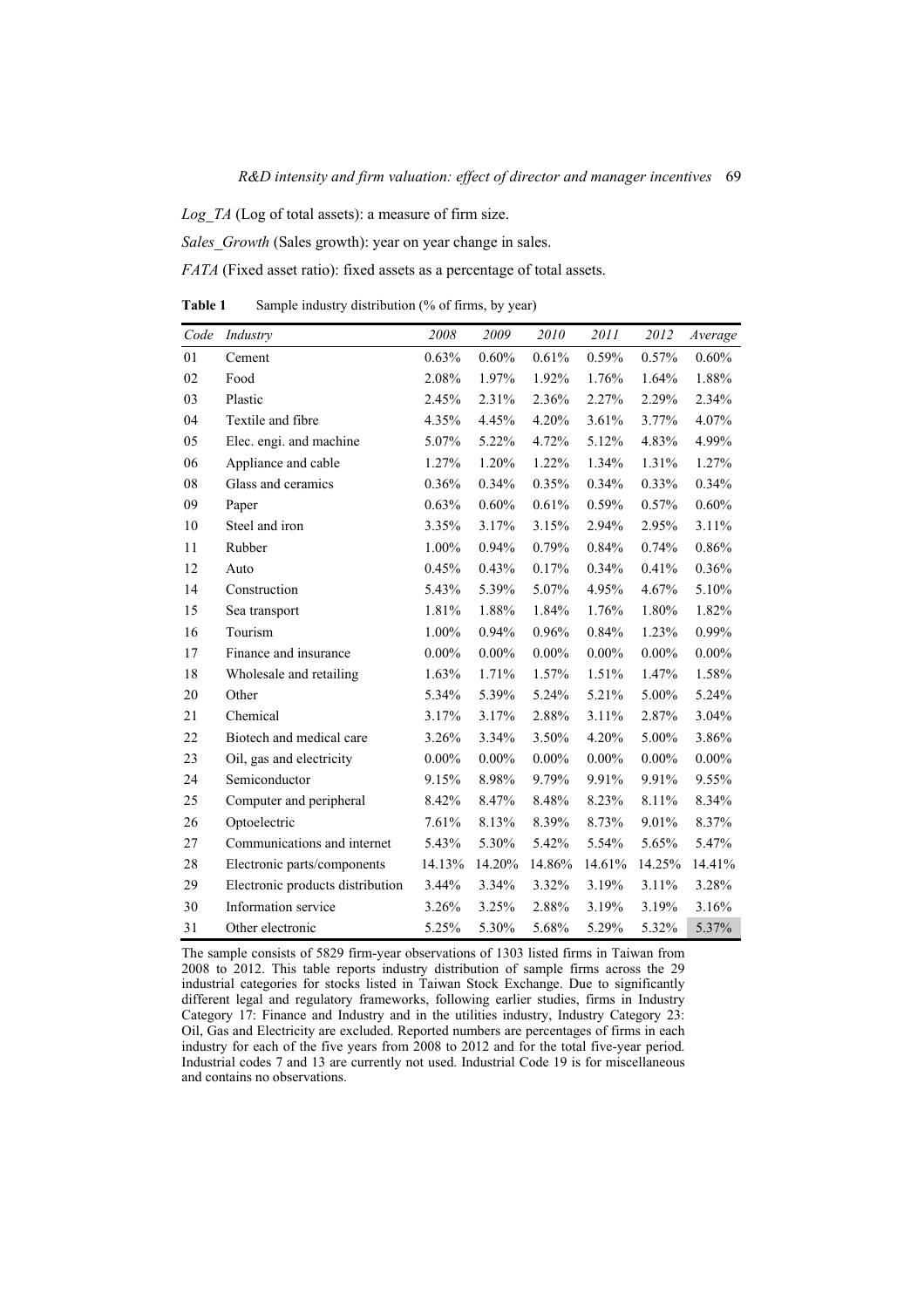*Log_TA* (Log of total assets): a measure of firm size.

*Sales_Growth* (Sales growth): year on year change in sales.

*FATA* (Fixed asset ratio): fixed assets as a percentage of total assets.

**Table 1** Sample industry distribution (% of firms, by year)

| *Code* | *Industry* | *2008* | *2009* | *2010* | *2011* | *2012* | *Average* |
|---|---|---|---|---|---|---|---|
| 01 | Cement | 0.63% | 0.60% | 0.61% | 0.59% | 0.57% | 0.60% |
| 02 | Food | 2.08% | 1.97% | 1.92% | 1.76% | 1.64% | 1.88% |
| 03 | Plastic | 2.45% | 2.31% | 2.36% | 2.27% | 2.29% | 2.34% |
| 04 | Textile and fibre | 4.35% | 4.45% | 4.20% | 3.61% | 3.77% | 4.07% |
| 05 | Elec. engi. and machine | 5.07% | 5.22% | 4.72% | 5.12% | 4.83% | 4.99% |
| 06 | Appliance and cable | 1.27% | 1.20% | 1.22% | 1.34% | 1.31% | 1.27% |
| 08 | Glass and ceramics | 0.36% | 0.34% | 0.35% | 0.34% | 0.33% | 0.34% |
| 09 | Paper | 0.63% | 0.60% | 0.61% | 0.59% | 0.57% | 0.60% |
| 10 | Steel and iron | 3.35% | 3.17% | 3.15% | 2.94% | 2.95% | 3.11% |
| 11 | Rubber | 1.00% | 0.94% | 0.79% | 0.84% | 0.74% | 0.86% |
| 12 | Auto | 0.45% | 0.43% | 0.17% | 0.34% | 0.41% | 0.36% |
| 14 | Construction | 5.43% | 5.39% | 5.07% | 4.95% | 4.67% | 5.10% |
| 15 | Sea transport | 1.81% | 1.88% | 1.84% | 1.76% | 1.80% | 1.82% |
| 16 | Tourism | 1.00% | 0.94% | 0.96% | 0.84% | 1.23% | 0.99% |
| 17 | Finance and insurance | 0.00% | 0.00% | 0.00% | 0.00% | 0.00% | 0.00% |
| 18 | Wholesale and retailing | 1.63% | 1.71% | 1.57% | 1.51% | 1.47% | 1.58% |
| 20 | Other | 5.34% | 5.39% | 5.24% | 5.21% | 5.00% | 5.24% |
| 21 | Chemical | 3.17% | 3.17% | 2.88% | 3.11% | 2.87% | 3.04% |
| 22 | Biotech and medical care | 3.26% | 3.34% | 3.50% | 4.20% | 5.00% | 3.86% |
| 23 | Oil, gas and electricity | 0.00% | 0.00% | 0.00% | 0.00% | 0.00% | 0.00% |
| 24 | Semiconductor | 9.15% | 8.98% | 9.79% | 9.91% | 9.91% | 9.55% |
| 25 | Computer and peripheral | 8.42% | 8.47% | 8.48% | 8.23% | 8.11% | 8.34% |
| 26 | Optoelectric | 7.61% | 8.13% | 8.39% | 8.73% | 9.01% | 8.37% |
| 27 | Communications and internet | 5.43% | 5.30% | 5.42% | 5.54% | 5.65% | 5.47% |
| 28 | Electronic parts/components | 14.13% | 14.20% | 14.86% | 14.61% | 14.25% | 14.41% |
| 29 | Electronic products distribution | 3.44% | 3.34% | 3.32% | 3.19% | 3.11% | 3.28% |
| 30 | Information service | 3.26% | 3.25% | 2.88% | 3.19% | 3.19% | 3.16% |
| 31 | Other electronic | 5.25% | 5.30% | 5.68% | 5.29% | 5.32% | 5.37% |

The sample consists of 5829 firm-year observations of 1303 listed firms in Taiwan from 2008 to 2012. This table reports industry distribution of sample firms across the 29 industrial categories for stocks listed in Taiwan Stock Exchange. Due to significantly different legal and regulatory frameworks, following earlier studies, firms in Industry Category 17: Finance and Industry and in the utilities industry, Industry Category 23: Oil, Gas and Electricity are excluded. Reported numbers are percentages of firms in each industry for each of the five years from 2008 to 2012 and for the total five-year period. Industrial codes 7 and 13 are currently not used. Industrial Code 19 is for miscellaneous and contains no observations.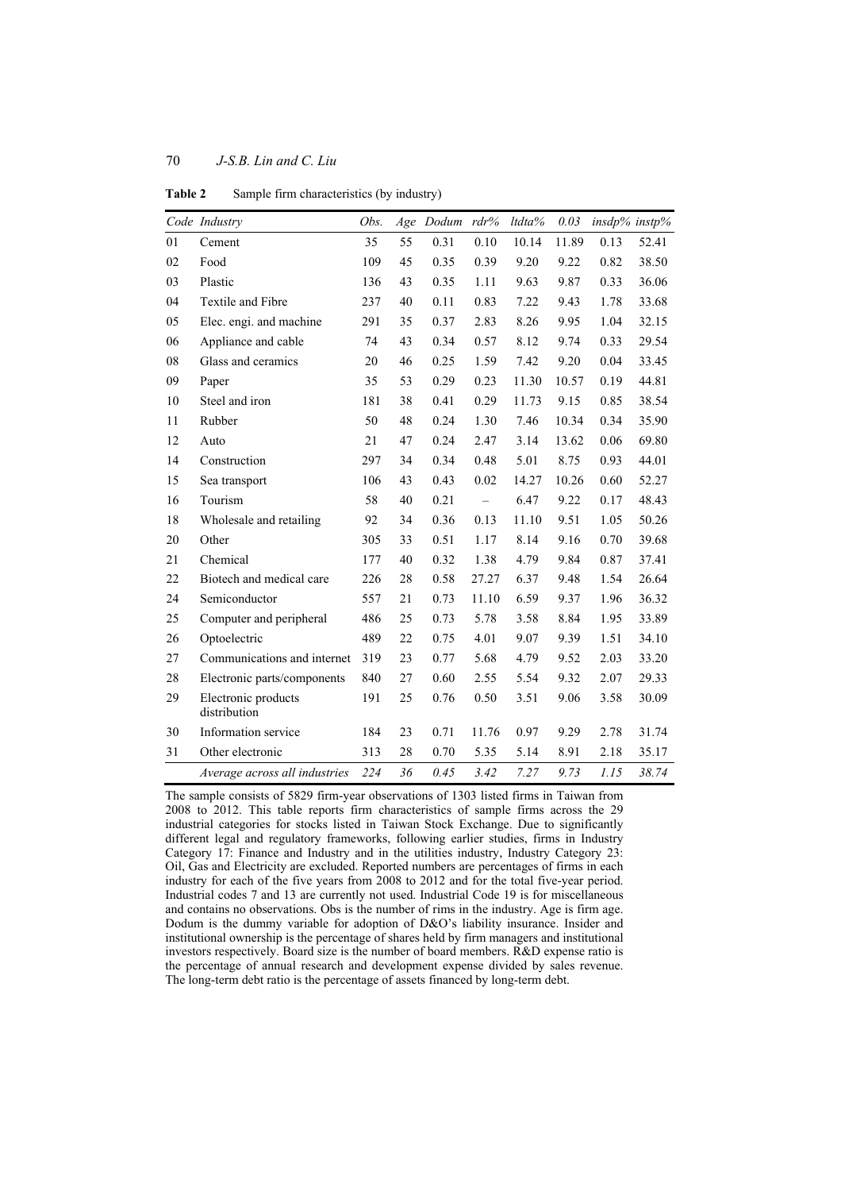**Table 2** Sample firm characteristics (by industry)

| *Code* | *Industry* | *Obs.* | *Age* | *Dodum* | *rdr%* | *ltdta%* | *0.03* | *insdp%* | *instp%* |
|---|---|---|---|---|---|---|---|---|---|
| 01 | Cement | 35 | 55 | 0.31 | 0.10 | 10.14 | 11.89 | 0.13 | 52.41 |
| 02 | Food | 109 | 45 | 0.35 | 0.39 | 9.20 | 9.22 | 0.82 | 38.50 |
| 03 | Plastic | 136 | 43 | 0.35 | 1.11 | 9.63 | 9.87 | 0.33 | 36.06 |
| 04 | Textile and Fibre | 237 | 40 | 0.11 | 0.83 | 7.22 | 9.43 | 1.78 | 33.68 |
| 05 | Elec. engi. and machine | 291 | 35 | 0.37 | 2.83 | 8.26 | 9.95 | 1.04 | 32.15 |
| 06 | Appliance and cable | 74 | 43 | 0.34 | 0.57 | 8.12 | 9.74 | 0.33 | 29.54 |
| 08 | Glass and ceramics | 20 | 46 | 0.25 | 1.59 | 7.42 | 9.20 | 0.04 | 33.45 |
| 09 | Paper | 35 | 53 | 0.29 | 0.23 | 11.30 | 10.57 | 0.19 | 44.81 |
| 10 | Steel and iron | 181 | 38 | 0.41 | 0.29 | 11.73 | 9.15 | 0.85 | 38.54 |
| 11 | Rubber | 50 | 48 | 0.24 | 1.30 | 7.46 | 10.34 | 0.34 | 35.90 |
| 12 | Auto | 21 | 47 | 0.24 | 2.47 | 3.14 | 13.62 | 0.06 | 69.80 |
| 14 | Construction | 297 | 34 | 0.34 | 0.48 | 5.01 | 8.75 | 0.93 | 44.01 |
| 15 | Sea transport | 106 | 43 | 0.43 | 0.02 | 14.27 | 10.26 | 0.60 | 52.27 |
| 16 | Tourism | 58 | 40 | 0.21 | – | 6.47 | 9.22 | 0.17 | 48.43 |
| 18 | Wholesale and retailing | 92 | 34 | 0.36 | 0.13 | 11.10 | 9.51 | 1.05 | 50.26 |
| 20 | Other | 305 | 33 | 0.51 | 1.17 | 8.14 | 9.16 | 0.70 | 39.68 |
| 21 | Chemical | 177 | 40 | 0.32 | 1.38 | 4.79 | 9.84 | 0.87 | 37.41 |
| 22 | Biotech and medical care | 226 | 28 | 0.58 | 27.27 | 6.37 | 9.48 | 1.54 | 26.64 |
| 24 | Semiconductor | 557 | 21 | 0.73 | 11.10 | 6.59 | 9.37 | 1.96 | 36.32 |
| 25 | Computer and peripheral | 486 | 25 | 0.73 | 5.78 | 3.58 | 8.84 | 1.95 | 33.89 |
| 26 | Optoelectric | 489 | 22 | 0.75 | 4.01 | 9.07 | 9.39 | 1.51 | 34.10 |
| 27 | Communications and internet | 319 | 23 | 0.77 | 5.68 | 4.79 | 9.52 | 2.03 | 33.20 |
| 28 | Electronic parts/components | 840 | 27 | 0.60 | 2.55 | 5.54 | 9.32 | 2.07 | 29.33 |
| 29 | Electronic products distribution | 191 | 25 | 0.76 | 0.50 | 3.51 | 9.06 | 3.58 | 30.09 |
| 30 | Information service | 184 | 23 | 0.71 | 11.76 | 0.97 | 9.29 | 2.78 | 31.74 |
| 31 | Other electronic | 313 | 28 | 0.70 | 5.35 | 5.14 | 8.91 | 2.18 | 35.17 |
| | *Average across all industries* | *224* | *36* | *0.45* | *3.42* | *7.27* | *9.73* | *1.15* | *38.74* |

The sample consists of 5829 firm-year observations of 1303 listed firms in Taiwan from 2008 to 2012. This table reports firm characteristics of sample firms across the 29 industrial categories for stocks listed in Taiwan Stock Exchange. Due to significantly different legal and regulatory frameworks, following earlier studies, firms in Industry Category 17: Finance and Industry and in the utilities industry, Industry Category 23: Oil, Gas and Electricity are excluded. Reported numbers are percentages of firms in each industry for each of the five years from 2008 to 2012 and for the total five-year period. Industrial codes 7 and 13 are currently not used. Industrial Code 19 is for miscellaneous and contains no observations. Obs is the number of rims in the industry. Age is firm age. Dodum is the dummy variable for adoption of D&O's liability insurance. Insider and institutional ownership is the percentage of shares held by firm managers and institutional investors respectively. Board size is the number of board members. R&D expense ratio is the percentage of annual research and development expense divided by sales revenue. The long-term debt ratio is the percentage of assets financed by long-term debt.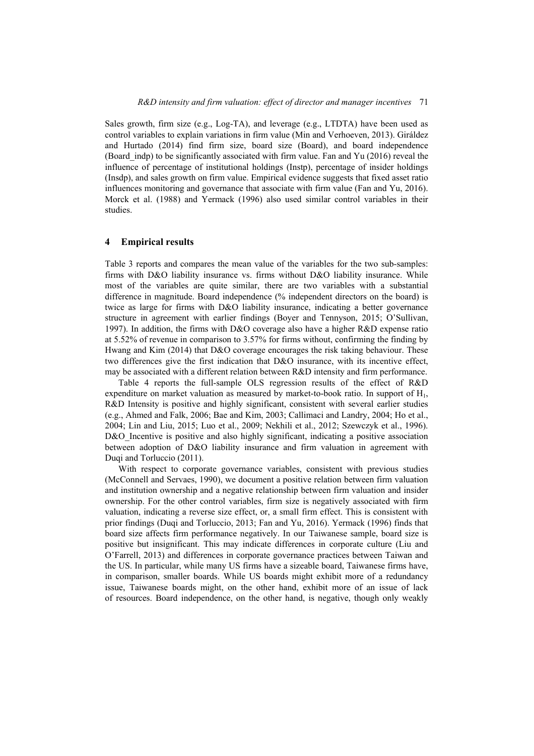Sales growth, firm size (e.g., Log-TA), and leverage (e.g., LTDTA) have been used as control variables to explain variations in firm value (Min and Verhoeven, 2013). Giráldez and Hurtado (2014) find firm size, board size (Board), and board independence (Board_indp) to be significantly associated with firm value. Fan and Yu (2016) reveal the influence of percentage of institutional holdings (Instp), percentage of insider holdings (Insdp), and sales growth on firm value. Empirical evidence suggests that fixed asset ratio influences monitoring and governance that associate with firm value (Fan and Yu, 2016). Morck et al. (1988) and Yermack (1996) also used similar control variables in their studies.

## 4 Empirical results

Table 3 reports and compares the mean value of the variables for the two sub-samples: firms with D&O liability insurance vs. firms without D&O liability insurance. While most of the variables are quite similar, there are two variables with a substantial difference in magnitude. Board independence (% independent directors on the board) is twice as large for firms with D&O liability insurance, indicating a better governance structure in agreement with earlier findings (Boyer and Tennyson, 2015; O'Sullivan, 1997). In addition, the firms with D&O coverage also have a higher R&D expense ratio at 5.52% of revenue in comparison to 3.57% for firms without, confirming the finding by Hwang and Kim (2014) that D&O coverage encourages the risk taking behaviour. These two differences give the first indication that D&O insurance, with its incentive effect, may be associated with a different relation between R&D intensity and firm performance.

Table 4 reports the full-sample OLS regression results of the effect of R&D expenditure on market valuation as measured by market-to-book ratio. In support of $H_1$, R&D Intensity is positive and highly significant, consistent with several earlier studies (e.g., Ahmed and Falk, 2006; Bae and Kim, 2003; Callimaci and Landry, 2004; Ho et al., 2004; Lin and Liu, 2015; Luo et al., 2009; Nekhili et al., 2012; Szewczyk et al., 1996). D&O_Incentive is positive and also highly significant, indicating a positive association between adoption of D&O liability insurance and firm valuation in agreement with Duqi and Torluccio (2011).

With respect to corporate governance variables, consistent with previous studies (McConnell and Servaes, 1990), we document a positive relation between firm valuation and institution ownership and a negative relationship between firm valuation and insider ownership. For the other control variables, firm size is negatively associated with firm valuation, indicating a reverse size effect, or, a small firm effect. This is consistent with prior findings (Duqi and Torluccio, 2013; Fan and Yu, 2016). Yermack (1996) finds that board size affects firm performance negatively. In our Taiwanese sample, board size is positive but insignificant. This may indicate differences in corporate culture (Liu and O'Farrell, 2013) and differences in corporate governance practices between Taiwan and the US. In particular, while many US firms have a sizeable board, Taiwanese firms have, in comparison, smaller boards. While US boards might exhibit more of a redundancy issue, Taiwanese boards might, on the other hand, exhibit more of an issue of lack of resources. Board independence, on the other hand, is negative, though only weakly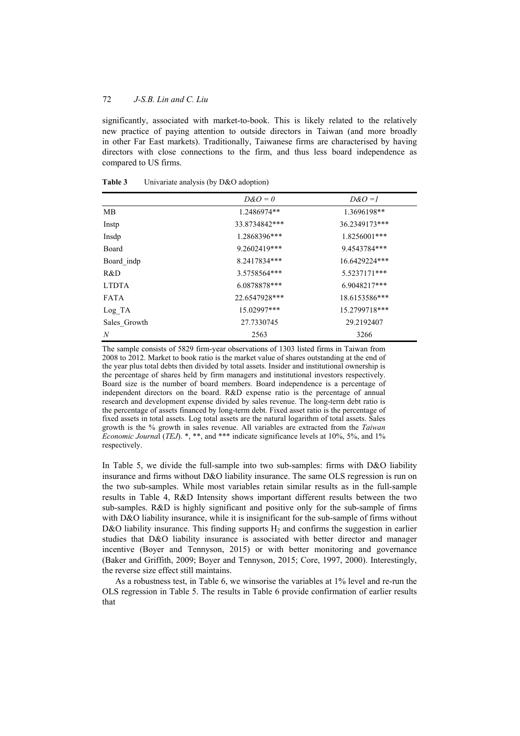significantly, associated with market-to-book. This is likely related to the relatively new practice of paying attention to outside directors in Taiwan (and more broadly in other Far East markets). Traditionally, Taiwanese firms are characterised by having directors with close connections to the firm, and thus less board independence as compared to US firms.

**Table 3** Univariate analysis (by D&O adoption)

| | *D&O = 0* | *D&O =1* |
|---|---|---|
| MB | 1.2486974** | 1.3696198** |
| Instp | 33.8734842*** | 36.2349173*** |
| Insdp | 1.2868396*** | 1.8256001*** |
| Board | 9.2602419*** | 9.4543784*** |
| Board_indp | 8.2417834*** | 16.6429224*** |
| R&D | 3.5758564*** | 5.5237171*** |
| LTDTA | 6.0878878*** | 6.9048217*** |
| FATA | 22.6547928*** | 18.6153586*** |
| Log_TA | 15.02997*** | 15.2799718*** |
| Sales_Growth | 27.7330745 | 29.2192407 |
| *N* | 2563 | 3266 |

The sample consists of 5829 firm-year observations of 1303 listed firms in Taiwan from 2008 to 2012. Market to book ratio is the market value of shares outstanding at the end of the year plus total debts then divided by total assets. Insider and institutional ownership is the percentage of shares held by firm managers and institutional investors respectively. Board size is the number of board members. Board independence is a percentage of independent directors on the board. R&D expense ratio is the percentage of annual research and development expense divided by sales revenue. The long-term debt ratio is the percentage of assets financed by long-term debt. Fixed asset ratio is the percentage of fixed assets in total assets. Log total assets are the natural logarithm of total assets. Sales growth is the % growth in sales revenue. All variables are extracted from the *Taiwan Economic Journal* (*TEJ*). *, **, and *** indicate significance levels at 10%, 5%, and 1% respectively.

In Table 5, we divide the full-sample into two sub-samples: firms with D&O liability insurance and firms without D&O liability insurance. The same OLS regression is run on the two sub-samples. While most variables retain similar results as in the full-sample results in Table 4, R&D Intensity shows important different results between the two sub-samples. R&D is highly significant and positive only for the sub-sample of firms with D&O liability insurance, while it is insignificant for the sub-sample of firms without D&O liability insurance. This finding supports $H_2$ and confirms the suggestion in earlier studies that D&O liability insurance is associated with better director and manager incentive (Boyer and Tennyson, 2015) or with better monitoring and governance (Baker and Griffith, 2009; Boyer and Tennyson, 2015; Core, 1997, 2000). Interestingly, the reverse size effect still maintains.

As a robustness test, in Table 6, we winsorise the variables at 1% level and re-run the OLS regression in Table 5. The results in Table 6 provide confirmation of earlier results that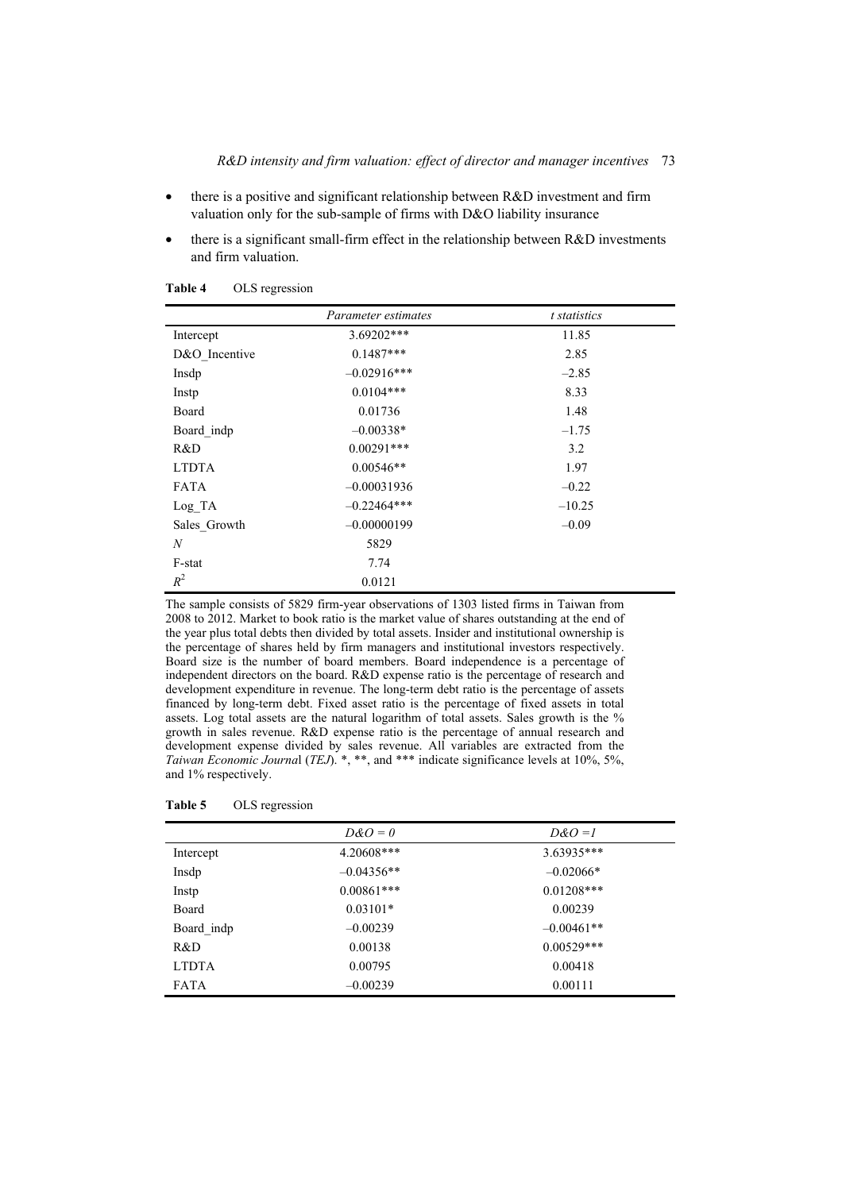- there is a positive and significant relationship between R&D investment and firm valuation only for the sub-sample of firms with D&O liability insurance
- there is a significant small-firm effect in the relationship between R&D investments and firm valuation.

**Table 4** OLS regression

| | *Parameter estimates* | *t statistics* |
|---|---|---|
| Intercept | 3.69202*** | 11.85 |
| D&O_Incentive | 0.1487*** | 2.85 |
| Insdp | –0.02916*** | –2.85 |
| Instp | 0.0104*** | 8.33 |
| Board | 0.01736 | 1.48 |
| Board_indp | –0.00338* | –1.75 |
| R&D | 0.00291*** | 3.2 |
| LTDTA | 0.00546** | 1.97 |
| FATA | –0.00031936 | –0.22 |
| Log_TA | –0.22464*** | –10.25 |
| Sales_Growth | –0.00000199 | –0.09 |
| $N$ | 5829 | |
| F-stat | 7.74 | |
| $R^2$ | 0.0121 | |

The sample consists of 5829 firm-year observations of 1303 listed firms in Taiwan from 2008 to 2012. Market to book ratio is the market value of shares outstanding at the end of the year plus total debts then divided by total assets. Insider and institutional ownership is the percentage of shares held by firm managers and institutional investors respectively. Board size is the number of board members. Board independence is a percentage of independent directors on the board. R&D expense ratio is the percentage of research and development expenditure in revenue. The long-term debt ratio is the percentage of assets financed by long-term debt. Fixed asset ratio is the percentage of fixed assets in total assets. Log total assets are the natural logarithm of total assets. Sales growth is the % growth in sales revenue. R&D expense ratio is the percentage of annual research and development expense divided by sales revenue. All variables are extracted from the *Taiwan Economic Journa*l (*TEJ*). *, **, and *** indicate significance levels at 10%, 5%, and 1% respectively.

**Table 5** OLS regression

| | *D&O = 0* | *D&O =1* |
|---|---|---|
| Intercept | 4.20608*** | 3.63935*** |
| Insdp | –0.04356** | –0.02066* |
| Instp | 0.00861*** | 0.01208*** |
| Board | 0.03101* | 0.00239 |
| Board_indp | –0.00239 | –0.00461** |
| R&D | 0.00138 | 0.00529*** |
| LTDTA | 0.00795 | 0.00418 |
| FATA | –0.00239 | 0.00111 |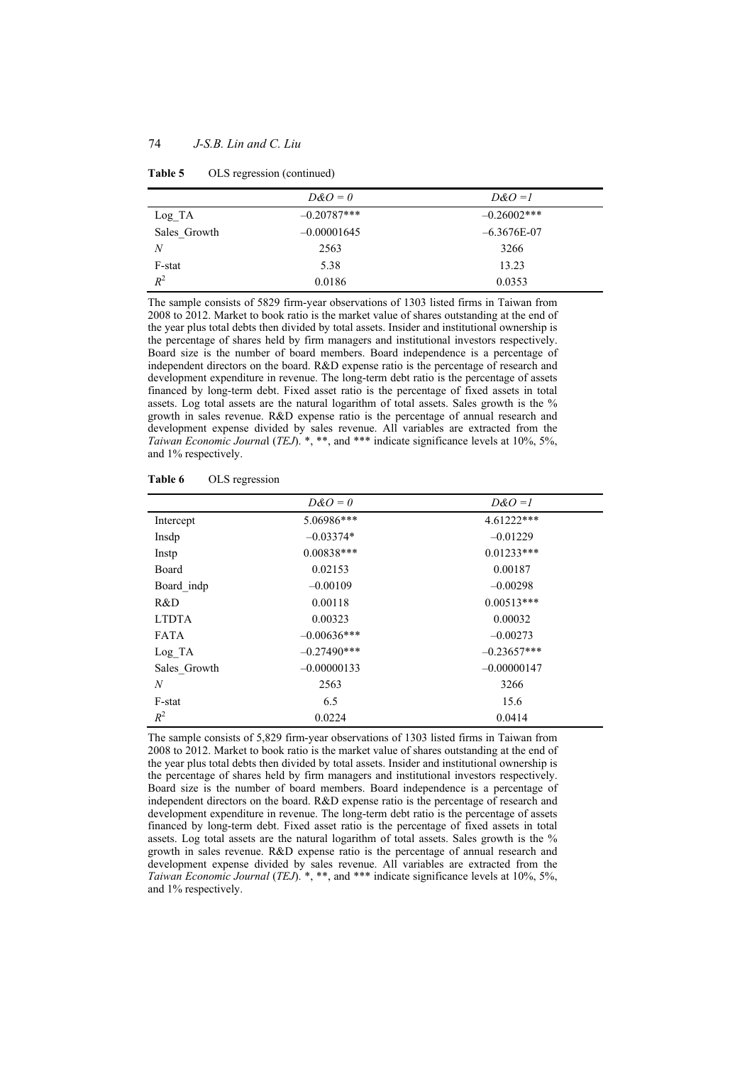**Table 5** OLS regression (continued)

| | *D&O = 0* | *D&O =1* |
|---|---|---|
| Log_TA | –0.20787*** | –0.26002*** |
| Sales_Growth | –0.00001645 | –6.3676E-07 |
| *N* | 2563 | 3266 |
| F-stat | 5.38 | 13.23 |
| $R^2$ | 0.0186 | 0.0353 |

The sample consists of 5829 firm-year observations of 1303 listed firms in Taiwan from 2008 to 2012. Market to book ratio is the market value of shares outstanding at the end of the year plus total debts then divided by total assets. Insider and institutional ownership is the percentage of shares held by firm managers and institutional investors respectively. Board size is the number of board members. Board independence is a percentage of independent directors on the board. R&D expense ratio is the percentage of research and development expenditure in revenue. The long-term debt ratio is the percentage of assets financed by long-term debt. Fixed asset ratio is the percentage of fixed assets in total assets. Log total assets are the natural logarithm of total assets. Sales growth is the % growth in sales revenue. R&D expense ratio is the percentage of annual research and development expense divided by sales revenue. All variables are extracted from the *Taiwan Economic Journa*l (*TEJ*). *, **, and *** indicate significance levels at 10%, 5%, and 1% respectively.

**Table 6** OLS regression

| | *D&O = 0* | *D&O =1* |
|---|---|---|
| Intercept | 5.06986*** | 4.61222*** |
| Insdp | –0.03374* | –0.01229 |
| Instp | 0.00838*** | 0.01233*** |
| Board | 0.02153 | 0.00187 |
| Board_indp | –0.00109 | –0.00298 |
| R&D | 0.00118 | 0.00513*** |
| LTDTA | 0.00323 | 0.00032 |
| FATA | –0.00636*** | –0.00273 |
| Log_TA | –0.27490*** | –0.23657*** |
| Sales_Growth | –0.00000133 | –0.00000147 |
| *N* | 2563 | 3266 |
| F-stat | 6.5 | 15.6 |
| $R^2$ | 0.0224 | 0.0414 |

The sample consists of 5,829 firm-year observations of 1303 listed firms in Taiwan from 2008 to 2012. Market to book ratio is the market value of shares outstanding at the end of the year plus total debts then divided by total assets. Insider and institutional ownership is the percentage of shares held by firm managers and institutional investors respectively. Board size is the number of board members. Board independence is a percentage of independent directors on the board. R&D expense ratio is the percentage of research and development expenditure in revenue. The long-term debt ratio is the percentage of assets financed by long-term debt. Fixed asset ratio is the percentage of fixed assets in total assets. Log total assets are the natural logarithm of total assets. Sales growth is the % growth in sales revenue. R&D expense ratio is the percentage of annual research and development expense divided by sales revenue. All variables are extracted from the *Taiwan Economic Journal* (*TEJ*). *, **, and *** indicate significance levels at 10%, 5%, and 1% respectively.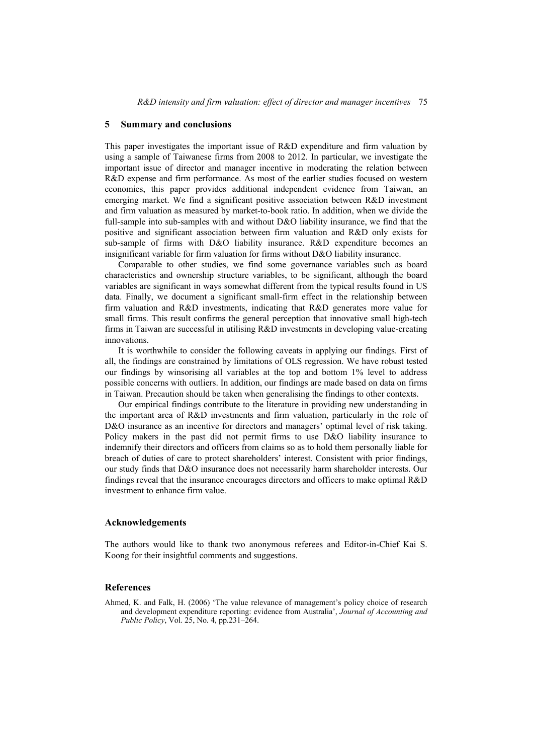## 5 Summary and conclusions

This paper investigates the important issue of R&D expenditure and firm valuation by using a sample of Taiwanese firms from 2008 to 2012. In particular, we investigate the important issue of director and manager incentive in moderating the relation between R&D expense and firm performance. As most of the earlier studies focused on western economies, this paper provides additional independent evidence from Taiwan, an emerging market. We find a significant positive association between R&D investment and firm valuation as measured by market-to-book ratio. In addition, when we divide the full-sample into sub-samples with and without D&O liability insurance, we find that the positive and significant association between firm valuation and R&D only exists for sub-sample of firms with D&O liability insurance. R&D expenditure becomes an insignificant variable for firm valuation for firms without D&O liability insurance.

Comparable to other studies, we find some governance variables such as board characteristics and ownership structure variables, to be significant, although the board variables are significant in ways somewhat different from the typical results found in US data. Finally, we document a significant small-firm effect in the relationship between firm valuation and R&D investments, indicating that R&D generates more value for small firms. This result confirms the general perception that innovative small high-tech firms in Taiwan are successful in utilising R&D investments in developing value-creating innovations.

It is worthwhile to consider the following caveats in applying our findings. First of all, the findings are constrained by limitations of OLS regression. We have robust tested our findings by winsorising all variables at the top and bottom 1% level to address possible concerns with outliers. In addition, our findings are made based on data on firms in Taiwan. Precaution should be taken when generalising the findings to other contexts.

Our empirical findings contribute to the literature in providing new understanding in the important area of R&D investments and firm valuation, particularly in the role of D&O insurance as an incentive for directors and managers' optimal level of risk taking. Policy makers in the past did not permit firms to use D&O liability insurance to indemnify their directors and officers from claims so as to hold them personally liable for breach of duties of care to protect shareholders' interest. Consistent with prior findings, our study finds that D&O insurance does not necessarily harm shareholder interests. Our findings reveal that the insurance encourages directors and officers to make optimal R&D investment to enhance firm value.

## Acknowledgements

The authors would like to thank two anonymous referees and Editor-in-Chief Kai S. Koong for their insightful comments and suggestions.

## References

Ahmed, K. and Falk, H. (2006) 'The value relevance of management's policy choice of research and development expenditure reporting: evidence from Australia', *Journal of Accounting and Public Policy*, Vol. 25, No. 4, pp.231–264.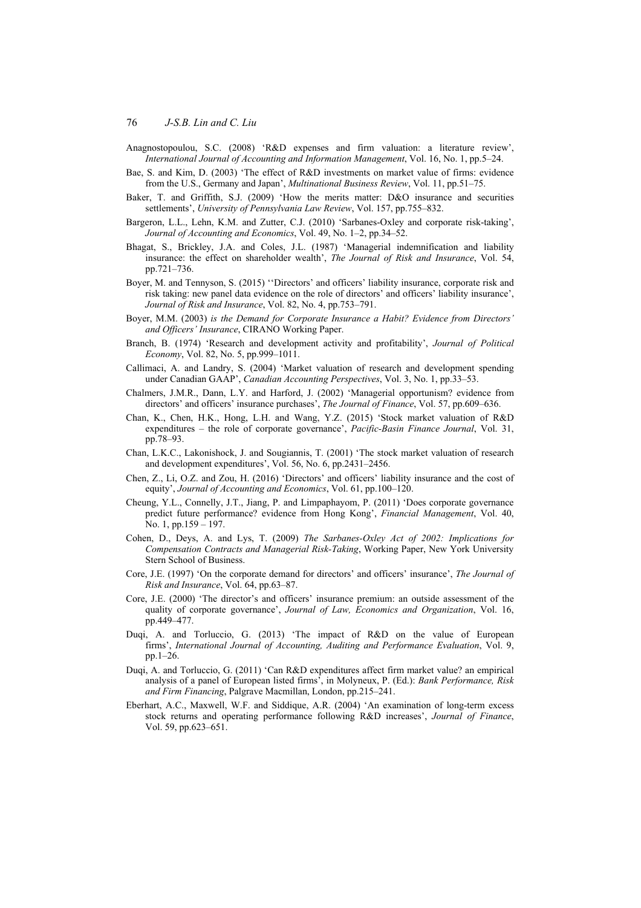Anagnostopoulou, S.C. (2008) 'R&D expenses and firm valuation: a literature review', *International Journal of Accounting and Information Management*, Vol. 16, No. 1, pp.5–24.

Bae, S. and Kim, D. (2003) 'The effect of R&D investments on market value of firms: evidence from the U.S., Germany and Japan', *Multinational Business Review*, Vol. 11, pp.51–75.

Baker, T. and Griffith, S.J. (2009) 'How the merits matter: D&O insurance and securities settlements', *University of Pennsylvania Law Review*, Vol. 157, pp.755–832.

Bargeron, L.L., Lehn, K.M. and Zutter, C.J. (2010) 'Sarbanes-Oxley and corporate risk-taking', *Journal of Accounting and Economics*, Vol. 49, No. 1–2, pp.34–52.

Bhagat, S., Brickley, J.A. and Coles, J.L. (1987) 'Managerial indemnification and liability insurance: the effect on shareholder wealth', *The Journal of Risk and Insurance*, Vol. 54, pp.721–736.

Boyer, M. and Tennyson, S. (2015) ''Directors' and officers' liability insurance, corporate risk and risk taking: new panel data evidence on the role of directors' and officers' liability insurance', *Journal of Risk and Insurance*, Vol. 82, No. 4, pp.753–791.

Boyer, M.M. (2003) *is the Demand for Corporate Insurance a Habit? Evidence from Directors' and Officers' Insurance*, CIRANO Working Paper.

Branch, B. (1974) 'Research and development activity and profitability', *Journal of Political Economy*, Vol. 82, No. 5, pp.999–1011.

Callimaci, A. and Landry, S. (2004) 'Market valuation of research and development spending under Canadian GAAP', *Canadian Accounting Perspectives*, Vol. 3, No. 1, pp.33–53.

Chalmers, J.M.R., Dann, L.Y. and Harford, J. (2002) 'Managerial opportunism? evidence from directors' and officers' insurance purchases', *The Journal of Finance*, Vol. 57, pp.609–636.

Chan, K., Chen, H.K., Hong, L.H. and Wang, Y.Z. (2015) 'Stock market valuation of R&D expenditures – the role of corporate governance', *Pacific-Basin Finance Journal*, Vol. 31, pp.78–93.

Chan, L.K.C., Lakonishock, J. and Sougiannis, T. (2001) 'The stock market valuation of research and development expenditures', Vol. 56, No. 6, pp.2431–2456.

Chen, Z., Li, O.Z. and Zou, H. (2016) 'Directors' and officers' liability insurance and the cost of equity', *Journal of Accounting and Economics*, Vol. 61, pp.100–120.

Cheung, Y.L., Connelly, J.T., Jiang, P. and Limpaphayom, P. (2011) 'Does corporate governance predict future performance? evidence from Hong Kong', *Financial Management*, Vol. 40, No. 1, pp.159 – 197.

Cohen, D., Deys, A. and Lys, T. (2009) *The Sarbanes-Oxley Act of 2002: Implications for Compensation Contracts and Managerial Risk-Taking*, Working Paper, New York University Stern School of Business.

Core, J.E. (1997) 'On the corporate demand for directors' and officers' insurance', *The Journal of Risk and Insurance*, Vol. 64, pp.63–87.

Core, J.E. (2000) 'The director's and officers' insurance premium: an outside assessment of the quality of corporate governance', *Journal of Law, Economics and Organization*, Vol. 16, pp.449–477.

Duqi, A. and Torluccio, G. (2013) 'The impact of R&D on the value of European firms', *International Journal of Accounting, Auditing and Performance Evaluation*, Vol. 9, pp.1–26.

Duqi, A. and Torluccio, G. (2011) 'Can R&D expenditures affect firm market value? an empirical analysis of a panel of European listed firms', in Molyneux, P. (Ed.): *Bank Performance, Risk and Firm Financing*, Palgrave Macmillan, London, pp.215–241.

Eberhart, A.C., Maxwell, W.F. and Siddique, A.R. (2004) 'An examination of long-term excess stock returns and operating performance following R&D increases', *Journal of Finance*, Vol. 59, pp.623–651.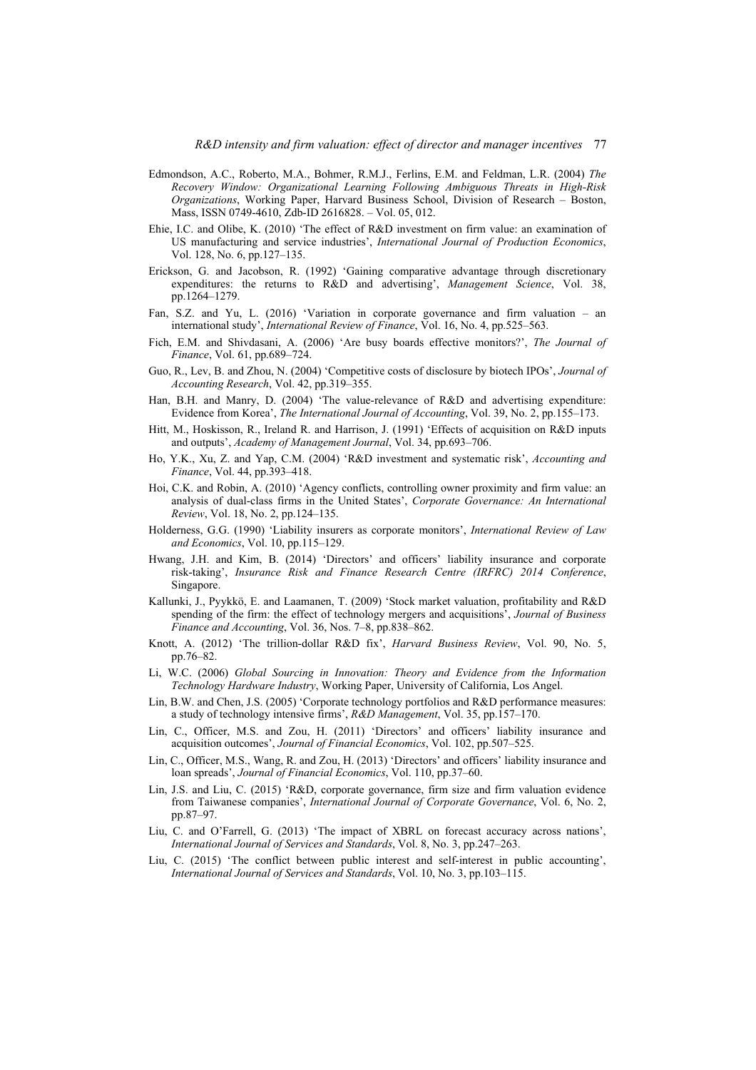Edmondson, A.C., Roberto, M.A., Bohmer, R.M.J., Ferlins, E.M. and Feldman, L.R. (2004) *The Recovery Window: Organizational Learning Following Ambiguous Threats in High-Risk Organizations*, Working Paper, Harvard Business School, Division of Research – Boston, Mass, ISSN 0749-4610, Zdb-ID 2616828. – Vol. 05, 012.

Ehie, I.C. and Olibe, K. (2010) 'The effect of R&D investment on firm value: an examination of US manufacturing and service industries', *International Journal of Production Economics*, Vol. 128, No. 6, pp.127–135.

Erickson, G. and Jacobson, R. (1992) 'Gaining comparative advantage through discretionary expenditures: the returns to R&D and advertising', *Management Science*, Vol. 38, pp.1264–1279.

Fan, S.Z. and Yu, L. (2016) 'Variation in corporate governance and firm valuation – an international study', *International Review of Finance*, Vol. 16, No. 4, pp.525–563.

Fich, E.M. and Shivdasani, A. (2006) 'Are busy boards effective monitors?', *The Journal of Finance*, Vol. 61, pp.689–724.

Guo, R., Lev, B. and Zhou, N. (2004) 'Competitive costs of disclosure by biotech IPOs', *Journal of Accounting Research*, Vol. 42, pp.319–355.

Han, B.H. and Manry, D. (2004) 'The value-relevance of R&D and advertising expenditure: Evidence from Korea', *The International Journal of Accounting*, Vol. 39, No. 2, pp.155–173.

Hitt, M., Hoskisson, R., Ireland R. and Harrison, J. (1991) 'Effects of acquisition on R&D inputs and outputs', *Academy of Management Journal*, Vol. 34, pp.693–706.

Ho, Y.K., Xu, Z. and Yap, C.M. (2004) 'R&D investment and systematic risk', *Accounting and Finance*, Vol. 44, pp.393–418.

Hoi, C.K. and Robin, A. (2010) 'Agency conflicts, controlling owner proximity and firm value: an analysis of dual-class firms in the United States', *Corporate Governance: An International Review*, Vol. 18, No. 2, pp.124–135.

Holderness, G.G. (1990) 'Liability insurers as corporate monitors', *International Review of Law and Economics*, Vol. 10, pp.115–129.

Hwang, J.H. and Kim, B. (2014) 'Directors' and officers' liability insurance and corporate risk-taking', *Insurance Risk and Finance Research Centre (IRFRC) 2014 Conference*, Singapore.

Kallunki, J., Pyykkö, E. and Laamanen, T. (2009) 'Stock market valuation, profitability and R&D spending of the firm: the effect of technology mergers and acquisitions', *Journal of Business Finance and Accounting*, Vol. 36, Nos. 7–8, pp.838–862.

Knott, A. (2012) 'The trillion-dollar R&D fix', *Harvard Business Review*, Vol. 90, No. 5, pp.76–82.

Li, W.C. (2006) *Global Sourcing in Innovation: Theory and Evidence from the Information Technology Hardware Industry*, Working Paper, University of California, Los Angel.

Lin, B.W. and Chen, J.S. (2005) 'Corporate technology portfolios and R&D performance measures: a study of technology intensive firms', *R&D Management*, Vol. 35, pp.157–170.

Lin, C., Officer, M.S. and Zou, H. (2011) 'Directors' and officers' liability insurance and acquisition outcomes', *Journal of Financial Economics*, Vol. 102, pp.507–525.

Lin, C., Officer, M.S., Wang, R. and Zou, H. (2013) 'Directors' and officers' liability insurance and loan spreads', *Journal of Financial Economics*, Vol. 110, pp.37–60.

Lin, J.S. and Liu, C. (2015) 'R&D, corporate governance, firm size and firm valuation evidence from Taiwanese companies', *International Journal of Corporate Governance*, Vol. 6, No. 2, pp.87–97.

Liu, C. and O'Farrell, G. (2013) 'The impact of XBRL on forecast accuracy across nations', *International Journal of Services and Standards*, Vol. 8, No. 3, pp.247–263.

Liu, C. (2015) 'The conflict between public interest and self-interest in public accounting', *International Journal of Services and Standards*, Vol. 10, No. 3, pp.103–115.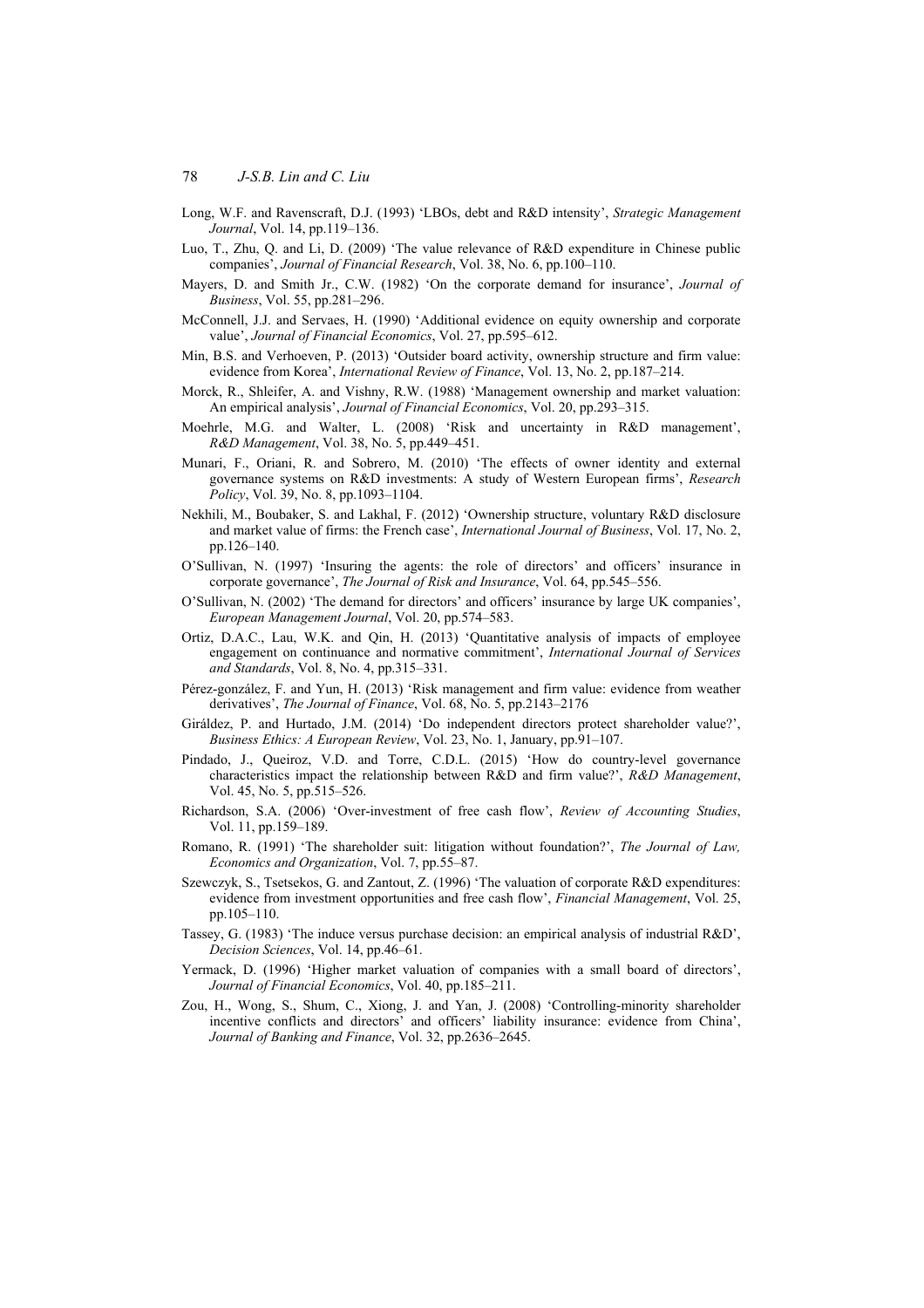Long, W.F. and Ravenscraft, D.J. (1993) 'LBOs, debt and R&D intensity', *Strategic Management Journal*, Vol. 14, pp.119–136.

Luo, T., Zhu, Q. and Li, D. (2009) 'The value relevance of R&D expenditure in Chinese public companies', *Journal of Financial Research*, Vol. 38, No. 6, pp.100–110.

Mayers, D. and Smith Jr., C.W. (1982) 'On the corporate demand for insurance', *Journal of Business*, Vol. 55, pp.281–296.

McConnell, J.J. and Servaes, H. (1990) 'Additional evidence on equity ownership and corporate value', *Journal of Financial Economics*, Vol. 27, pp.595–612.

Min, B.S. and Verhoeven, P. (2013) 'Outsider board activity, ownership structure and firm value: evidence from Korea', *International Review of Finance*, Vol. 13, No. 2, pp.187–214.

Morck, R., Shleifer, A. and Vishny, R.W. (1988) 'Management ownership and market valuation: An empirical analysis', *Journal of Financial Economics*, Vol. 20, pp.293–315.

Moehrle, M.G. and Walter, L. (2008) 'Risk and uncertainty in R&D management', *R&D Management*, Vol. 38, No. 5, pp.449–451.

Munari, F., Oriani, R. and Sobrero, M. (2010) 'The effects of owner identity and external governance systems on R&D investments: A study of Western European firms', *Research Policy*, Vol. 39, No. 8, pp.1093–1104.

Nekhili, M., Boubaker, S. and Lakhal, F. (2012) 'Ownership structure, voluntary R&D disclosure and market value of firms: the French case', *International Journal of Business*, Vol. 17, No. 2, pp.126–140.

O'Sullivan, N. (1997) 'Insuring the agents: the role of directors' and officers' insurance in corporate governance', *The Journal of Risk and Insurance*, Vol. 64, pp.545–556.

O'Sullivan, N. (2002) 'The demand for directors' and officers' insurance by large UK companies', *European Management Journal*, Vol. 20, pp.574–583.

Ortiz, D.A.C., Lau, W.K. and Qin, H. (2013) 'Quantitative analysis of impacts of employee engagement on continuance and normative commitment', *International Journal of Services and Standards*, Vol. 8, No. 4, pp.315–331.

Pérez-gonzález, F. and Yun, H. (2013) 'Risk management and firm value: evidence from weather derivatives', *The Journal of Finance*, Vol. 68, No. 5, pp.2143–2176

Giráldez, P. and Hurtado, J.M. (2014) 'Do independent directors protect shareholder value?', *Business Ethics: A European Review*, Vol. 23, No. 1, January, pp.91–107.

Pindado, J., Queiroz, V.D. and Torre, C.D.L. (2015) 'How do country-level governance characteristics impact the relationship between R&D and firm value?', *R&D Management*, Vol. 45, No. 5, pp.515–526.

Richardson, S.A. (2006) 'Over-investment of free cash flow', *Review of Accounting Studies*, Vol. 11, pp.159–189.

Romano, R. (1991) 'The shareholder suit: litigation without foundation?', *The Journal of Law, Economics and Organization*, Vol. 7, pp.55–87.

Szewczyk, S., Tsetsekos, G. and Zantout, Z. (1996) 'The valuation of corporate R&D expenditures: evidence from investment opportunities and free cash flow', *Financial Management*, Vol. 25, pp.105–110.

Tassey, G. (1983) 'The induce versus purchase decision: an empirical analysis of industrial R&D', *Decision Sciences*, Vol. 14, pp.46–61.

Yermack, D. (1996) 'Higher market valuation of companies with a small board of directors', *Journal of Financial Economics*, Vol. 40, pp.185–211.

Zou, H., Wong, S., Shum, C., Xiong, J. and Yan, J. (2008) 'Controlling-minority shareholder incentive conflicts and directors' and officers' liability insurance: evidence from China', *Journal of Banking and Finance*, Vol. 32, pp.2636–2645.